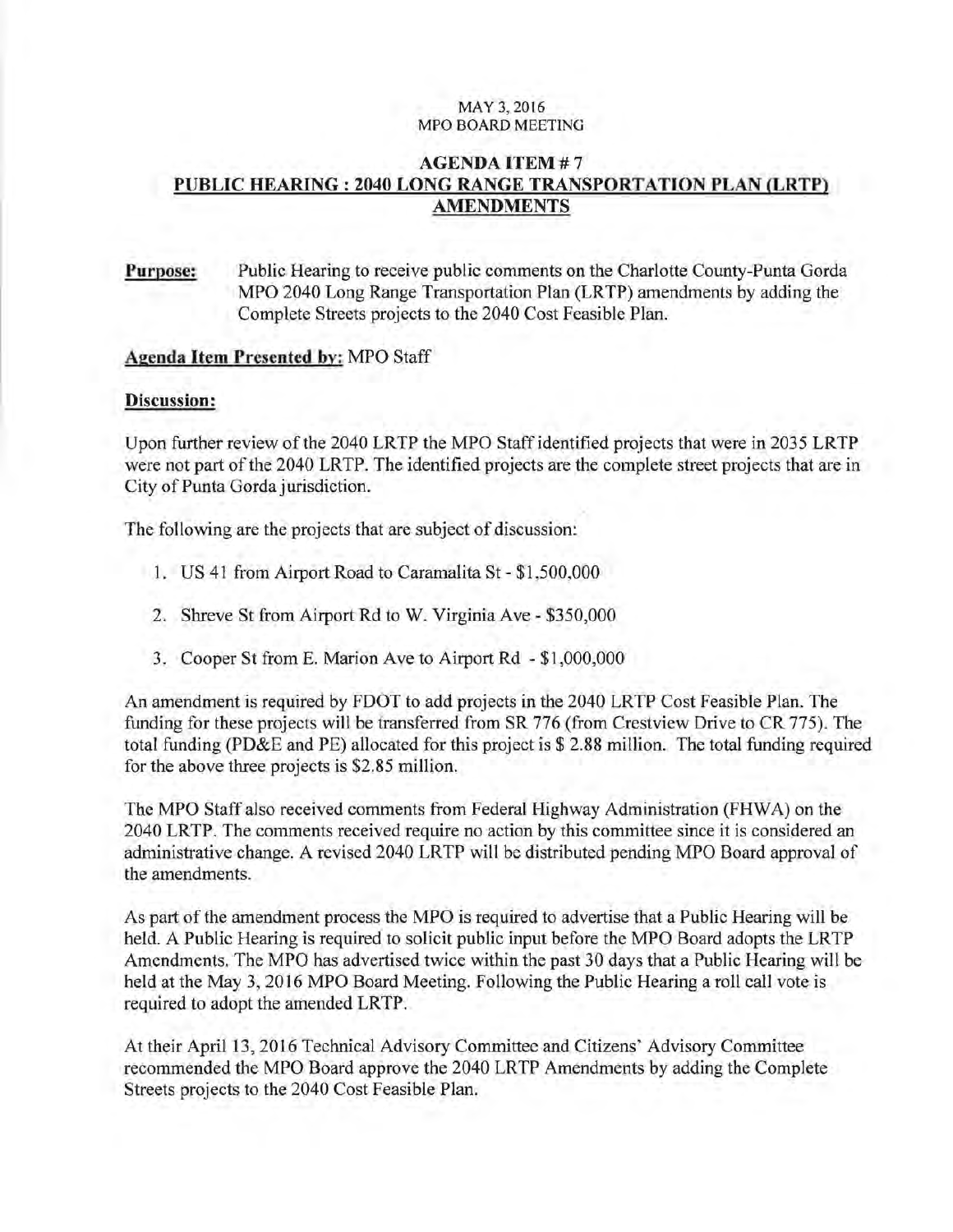MAY 3, 2016
MPO BOARD MEETING

# AGENDA ITEM # 7
## PUBLIC HEARING : 2040 LONG RANGE TRANSPORTATION PLAN (LRTP) AMENDMENTS

**Purpose:** Public Hearing to receive public comments on the Charlotte County-Punta Gorda MPO 2040 Long Range Transportation Plan (LRTP) amendments by adding the Complete Streets projects to the 2040 Cost Feasible Plan.

**Agenda Item Presented by:** MPO Staff

**Discussion:**

Upon further review of the 2040 LRTP the MPO Staff identified projects that were in 2035 LRTP were not part of the 2040 LRTP. The identified projects are the complete street projects that are in City of Punta Gorda jurisdiction.

The following are the projects that are subject of discussion:

1. US 41 from Airport Road to Caramalita St - $1,500,000
2. Shreve St from Airport Rd to W. Virginia Ave - $350,000
3. Cooper St from E. Marion Ave to Airport Rd - $1,000,000

An amendment is required by FDOT to add projects in the 2040 LRTP Cost Feasible Plan. The funding for these projects will be transferred from SR 776 (from Crestview Drive to CR 775). The total funding (PD&E and PE) allocated for this project is $ 2.88 million. The total funding required for the above three projects is $2.85 million.

The MPO Staff also received comments from Federal Highway Administration (FHWA) on the 2040 LRTP. The comments received require no action by this committee since it is considered an administrative change. A revised 2040 LRTP will be distributed pending MPO Board approval of the amendments.

As part of the amendment process the MPO is required to advertise that a Public Hearing will be held. A Public Hearing is required to solicit public input before the MPO Board adopts the LRTP Amendments. The MPO has advertised twice within the past 30 days that a Public Hearing will be held at the May 3, 2016 MPO Board Meeting. Following the Public Hearing a roll call vote is required to adopt the amended LRTP.

At their April 13, 2016 Technical Advisory Committee and Citizens' Advisory Committee recommended the MPO Board approve the 2040 LRTP Amendments by adding the Complete Streets projects to the 2040 Cost Feasible Plan.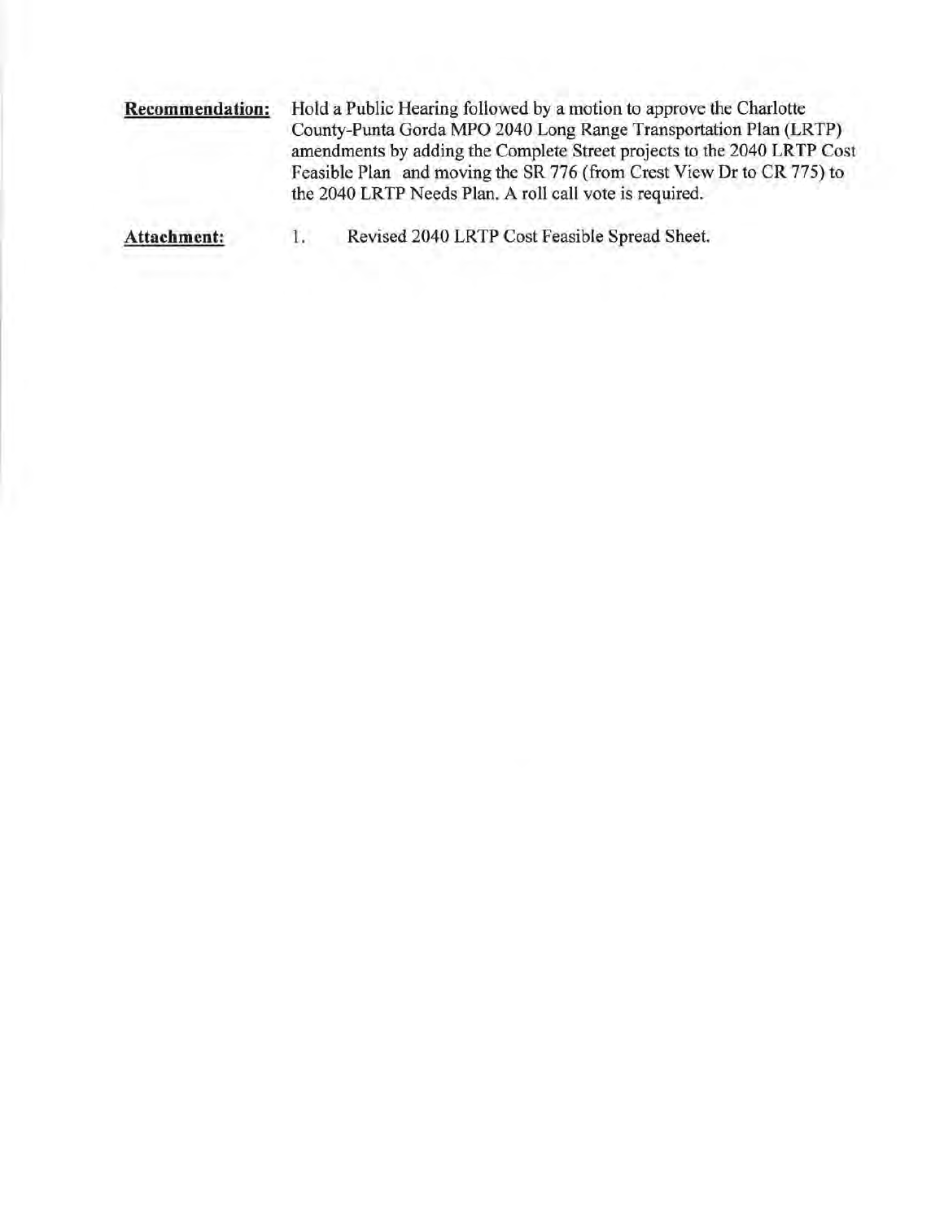**Recommendation:** Hold a Public Hearing followed by a motion to approve the Charlotte County-Punta Gorda MPO 2040 Long Range Transportation Plan (LRTP) amendments by adding the Complete Street projects to the 2040 LRTP Cost Feasible Plan and moving the SR 776 (from Crest View Dr to CR 775) to the 2040 LRTP Needs Plan. A roll call vote is required.

**Attachment:** 1. Revised 2040 LRTP Cost Feasible Spread Sheet.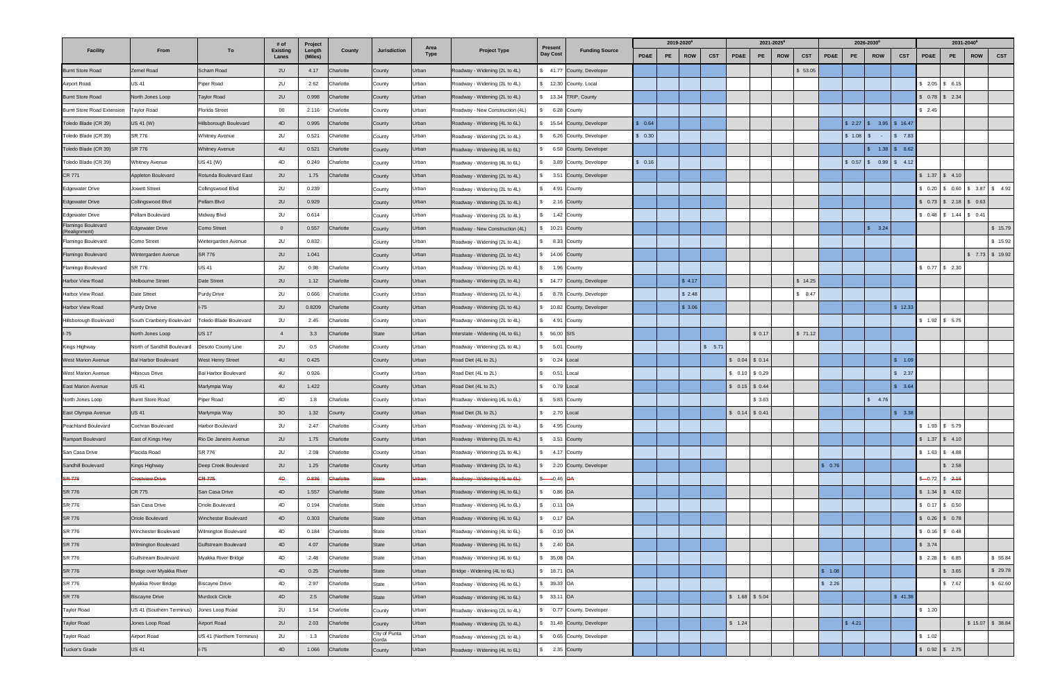| Facility | From | To | # of Existing Lanes | Project Length (Miles) | County | Jurisdiction | Area Type | Project Type | Present Day Cost | Funding Source | 2019-2020 | | | | 2021-2025 | | | | 2026-2030 | | | | 2031-2040 | | | |
|---|---|---|---|---|---|---|---|---|---|---|---|---|---|---|---|---|---|---|---|---|---|---|---|---|---|---|
| | | | | | | | | | | | PD&E | PE | ROW | CST | PD&E | PE | ROW | CST | PD&E | PE | ROW | CST | PD&E | PE | ROW | CST |
| Burnt Store Road | Zemel Road | Scham Road | 2U | 4.17 | Charlotte | County | Urban | Roadway - Widening (2L to 4L) | $ 41.77 | County, Developer | | | | | | | | $ 53.05 | | | | | | | | |
| Airport Road | US 41 | Piper Road | 2U | 2.62 | Charlotte | County | Urban | Roadway - Widening (2L to 4L) | $ 12.30 | County, Local | | | | | | | | | | | | | $ 2.05 | $ 6.15 | | |
| Burnt Store Road | North Jones Loop | Taylor Road | 2U | 0.998 | Charlotte | County | Urban | Roadway - Widening (2L to 4L) | $ 13.34 | TRIP, County | | | | | | | | | | | | | $ 0.78 | $ 2.34 | | |
| Burnt Store Road Extension | Taylor Road | Florida Street | 00 | 2.116 | Charlotte | County | Urban | Roadway - New Construction (4L) | $ 6.28 | County | | | | | | | | | | | | | $ 2.45 | | | |
| Toledo Blade (CR 39) | US 41 (W) | Hillsborough Boulevard | 4D | 0.995 | Charlotte | County | Urban | Roadway - Widening (4L to 6L) | $ 15.54 | County, Developer | $ 0.64 | | | | | | | | | $ 2.27 | $ 3.95 | $ 16.47 | | | | |
| Toledo Blade (CR 39) | SR 776 | Whitney Avenue | 2U | 0.521 | Charlotte | County | Urban | Roadway - Widening (2L to 4L) | $ 6.26 | County, Developer | $ 0.30 | | | | | | | | | $ 1.08 | $ - | $ 7.83 | | | | |
| Toledo Blade (CR 39) | SR 776 | Whitney Avenue | 4U | 0.521 | Charlotte | County | Urban | Roadway - Widening (4L to 6L) | $ 6.58 | County, Developer | | | | | | | | | | | $ 1.38 | $ 8.62 | | | | |
| Toledo Blade (CR 39) | Whitney Avenue | US 41 (W) | 4D | 0.249 | Charlotte | County | Urban | Roadway - Widening (4L to 6L) | $ 3.89 | County, Developer | $ 0.16 | | | | | | | | | $ 0.57 | $ 0.99 | $ 4.12 | | | | |
| CR 771 | Appleton Boulevard | Rotunda Boulevard East | 2U | 1.75 | Charlotte | County | Urban | Roadway - Widening (2L to 4L) | $ 3.51 | County, Developer | | | | | | | | | | | | | $ 1.37 | $ 4.10 | | |
| Edgewater Drive | Jowett Street | Collingswood Blvd | 2U | 0.239 | | County | Urban | Roadway - Widening (2L to 4L) | $ 4.91 | County | | | | | | | | | | | | | $ 0.20 | $ 0.60 | $ 3.87 | $ 4.92 |
| Edgewater Drive | Collingswood Blvd | Pellam Blvd | 2U | 0.929 | | County | Urban | Roadway - Widening (2L to 4L) | $ 2.16 | County | | | | | | | | | | | | | $ 0.73 | $ 2.18 | $ 0.63 | |
| Edgewater Drive | Pellam Boulevard | Midway Blvd | 2U | 0.614 | | County | Urban | Roadway - Widening (2L to 4L) | $ 1.42 | County | | | | | | | | | | | | | $ 0.48 | $ 1.44 | $ 0.41 | |
| Flamingo Boulevard (Realignment) | Edgewater Drive | Como Street | 0 | 0.557 | Charlotte | County | Urban | Roadway - New Construction (4L) | $ 10.21 | County | | | | | | | | | | | $ 3.24 | | | | | $ 15.79 |
| Flamingo Boulevard | Como Street | Wintergarden Avenue | 2U | 0.832 | | County | Urban | Roadway - Widening (2L to 4L) | $ 8.33 | County | | | | | | | | | | | | | | | | $ 15.92 |
| Flamingo Boulevard | Wintergarden Avenue | SR 776 | 2U | 1.041 | | County | Urban | Roadway - Widening (2L to 4L) | $ 14.06 | County | | | | | | | | | | | | | | | $ 7.73 | $ 19.92 |
| Flamingo Boulevard | SR 776 | US 41 | 2U | 0.98 | Charlotte | County | Urban | Roadway - Widening (2L to 4L) | $ 1.96 | County | | | | | | | | | | | | | $ 0.77 | $ 2.30 | | |
| Harbor View Road | Melbourne Street | Date Street | 2U | 1.12 | Charlotte | County | Urban | Roadway - Widening (2L to 4L) | $ 14.77 | County, Developer | | | $ 4.17 | | | | | $ 14.25 | | | | | | | | |
| Harbor View Road | Date Street | Purdy Drive | 2U | 0.666 | Charlotte | County | Urban | Roadway - Widening (2L to 4L) | $ 8.78 | County, Developer | | | $ 2.48 | | | | | $ 8.47 | | | | | | | | |
| Harbor View Road | Purdy Drive | I-75 | 2U | 0.8209 | Charlotte | County | Urban | Roadway - Widening (2L to 4L) | $ 10.82 | County, Developer | | | $ 3.06 | | | | | | | | | $ 12.33 | | | | |
| Hillsborough Boulevard | South Cranberry Boulevard | Toledo Blade Boulevard | 2U | 2.45 | Charlotte | County | Urban | Roadway - Widening (2L to 4L) | $ 4.91 | County | | | | | | | | | | | | | $ 1.92 | $ 5.75 | | |
| I-75 | North Jones Loop | US 17 | 4 | 3.3 | Charlotte | State | Urban | Interstate - Widening (4L to 6L) | $ 56.00 | SIS | | | | | | $ 0.17 | | $ 71.12 | | | | | | | | |
| Kings Highway | North of Sandhill Boulevard | Desoto County Line | 2U | 0.5 | Charlotte | County | Urban | Roadway - Widening (2L to 4L) | $ 5.01 | County | | | | $ 5.71 | | | | | | | | | | | | |
| West Marion Avenue | Bal Harbor Boulevard | West Henry Street | 4U | 0.425 | | County | Urban | Road Diet (4L to 2L) | $ 0.24 | Local | | | | | $ 0.04 | $ 0.14 | | | | | | $ 1.09 | | | | |
| West Marion Avenue | Hibiscus Drive | Bal Harbor Boulevard | 4U | 0.926 | | County | Urban | Road Diet (4L to 2L) | $ 0.51 | Local | | | | | $ 0.10 | $ 0.29 | | | | | | $ 2.37 | | | | |
| East Marion Avenue | US 41 | Marlympia Way | 4U | 1.422 | | County | Urban | Road Diet (4L to 2L) | $ 0.79 | Local | | | | | $ 0.15 | $ 0.44 | | | | | | $ 3.64 | | | | |
| North Jones Loop | Burnt Store Road | Piper Road | 4D | 1.8 | Charlotte | County | Urban | Roadway - Widening (4L to 6L) | $ 5.83 | County | | | | | | $ 3.63 | | | | | $ 4.76 | | | | | |
| East Olympia Avenue | US 41 | Marlympia Way | 3O | 1.32 | County | County | Urban | Road Diet (3L to 2L) | $ 2.70 | Local | | | | | $ 0.14 | $ 0.41 | | | | | | $ 3.38 | | | | |
| Peachland Boulevard | Cochran Boulevard | Harbor Boulevard | 2U | 2.47 | Charlotte | County | Urban | Roadway - Widening (2L to 4L) | $ 4.95 | County | | | | | | | | | | | | | $ 1.93 | $ 5.79 | | |
| Rampart Boulevard | East of Kings Hwy | Rio De Janeiro Avenue | 2U | 1.75 | Charlotte | County | Urban | Roadway - Widening (2L to 4L) | $ 3.51 | County | | | | | | | | | | | | | $ 1.37 | $ 4.10 | | |
| San Casa Drive | Placida Road | SR 776 | 2U | 2.08 | Charlotte | County | Urban | Roadway - Widening (2L to 4L) | $ 4.17 | County | | | | | | | | | | | | | $ 1.63 | $ 4.88 | | |
| Sandhill Boulevard | Kings Highway | Deep Creek Boulevard | 2U | 1.25 | Charlotte | County | Urban | Roadway - Widening (2L to 4L) | $ 2.20 | County, Developer | | | | | | | | | $ 0.76 | | | | | $ 2.58 | | |
| ~~SR 775~~ | ~~Crestview Drive~~ | ~~CR 775~~ | ~~4D~~ | ~~0.836~~ | ~~Charlotte~~ | ~~State~~ | ~~Urban~~ | ~~Roadway - Widening (4L to 6L)~~ | ~~$ 0.46~~ | ~~OA~~ | | | | | | | | | | | | | ~~$ 0.72~~ | ~~$ 2.16~~ | | |
| SR 776 | CR 775 | San Casa Drive | 4D | 1.557 | Charlotte | State | Urban | Roadway - Widening (4L to 6L) | $ 0.86 | OA | | | | | | | | | | | | | $ 1.34 | $ 4.02 | | |
| SR 776 | San Casa Drive | Oriole Boulevard | 4D | 0.194 | Charlotte | State | Urban | Roadway - Widening (4L to 6L) | $ 0.11 | OA | | | | | | | | | | | | | $ 0.17 | $ 0.50 | | |
| SR 776 | Oriole Boulevard | Winchester Boulevard | 4D | 0.303 | Charlotte | State | Urban | Roadway - Widening (4L to 6L) | $ 0.17 | OA | | | | | | | | | | | | | $ 0.26 | $ 0.78 | | |
| SR 776 | Winchester Boulevard | Wilmington Boulevard | 4D | 0.184 | Charlotte | State | Urban | Roadway - Widening (4L to 6L) | $ 0.10 | OA | | | | | | | | | | | | | $ 0.16 | $ 0.48 | | |
| SR 776 | Wilmington Boulevard | Gulfstream Boulevard | 4D | 4.07 | Charlotte | State | Urban | Roadway - Widening (4L to 6L) | $ 2.40 | OA | | | | | | | | | | | | | $ 3.74 | | | |
| SR 776 | Gulfstream Boulevard | Myakka River Bridge | 4D | 2.48 | Charlotte | State | Urban | Roadway - Widening (4L to 6L) | $ 35.08 | OA | | | | | | | | | | | | | $ 2.28 | $ 6.85 | | $ 55.84 |
| SR 776 | Bridge over Myakka River | | 4D | 0.25 | Charlotte | State | Urban | Bridge - Widening (4L to 6L) | $ 18.71 | OA | | | | | | | | | $ 1.08 | | | | | $ 3.65 | | $ 29.78 |
| SR 776 | Myakka River Bridge | Biscayne Drive | 4D | 2.97 | Charlotte | State | Urban | Roadway - Widening (4L to 6L) | $ 39.33 | OA | | | | | | | | | $ 2.26 | | | | | $ 7.67 | | $ 62.60 |
| SR 776 | Biscayne Drive | Murdock Circle | 4D | 2.5 | Charlotte | State | Urban | Roadway - Widening (4L to 6L) | $ 33.11 | OA | | | | | $ 1.68 | $ 5.04 | | | | | | $ 41.38 | | | | |
| Taylor Road | US 41 (Southern Terminus) | Jones Loop Road | 2U | 1.54 | Charlotte | County | Urban | Roadway - Widening (2L to 4L) | $ 0.77 | County, Developer | | | | | | | | | | | | | $ 1.20 | | | |
| Taylor Road | Jones Loop Road | Airport Road | 2U | 2.03 | Charlotte | County | Urban | Roadway - Widening (2L to 4L) | $ 31.48 | County, Developer | | | | | $ 1.24 | | | | | $ 4.21 | | | | | $ 15.07 | $ 38.84 |
| Taylor Road | Airport Road | US 41 (Northern Terminus) | 2U | 1.3 | Charlotte | City of Punta Gorda | Urban | Roadway - Widening (2L to 4L) | $ 0.65 | County, Developer | | | | | | | | | | | | | $ 1.02 | | | |
| Tucker's Grade | US 41 | I-75 | 4D | 1.066 | Charlotte | County | Urban | Roadway - Widening (4L to 6L) | $ 2.35 | County | | | | | | | | | | | | | $ 0.92 | $ 2.75 | | |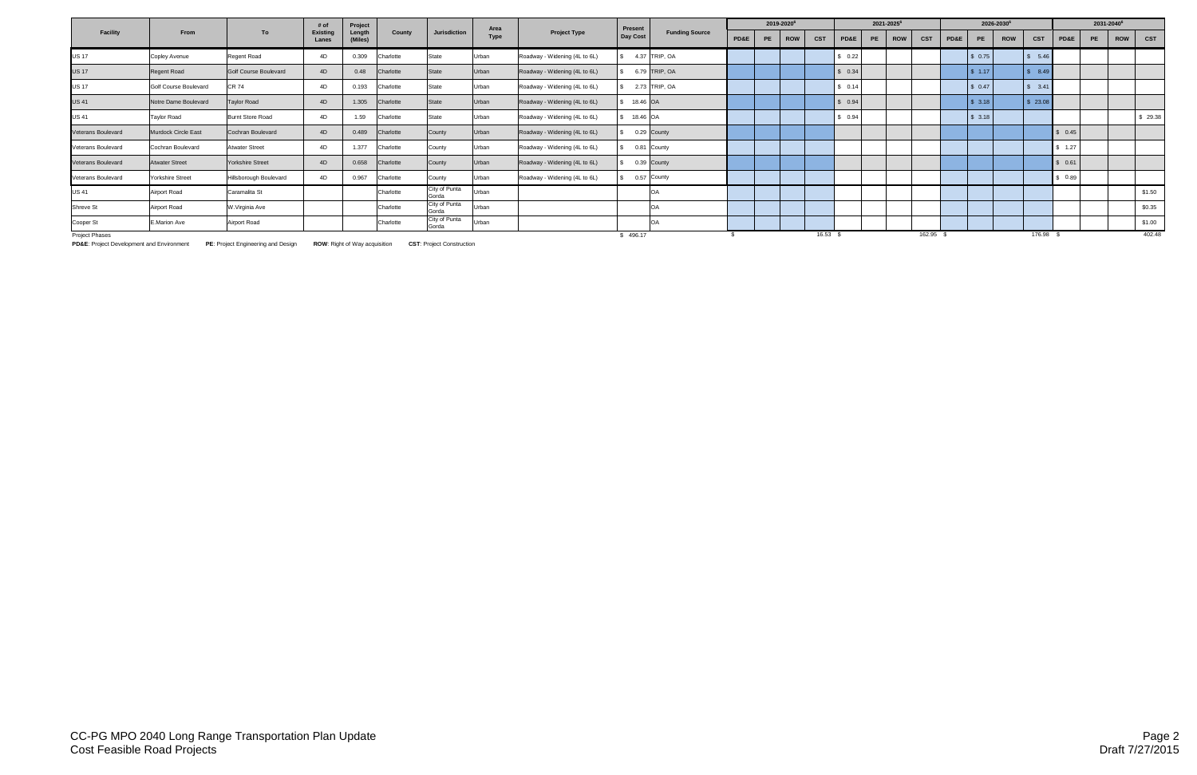| Facility | From | To | # of Existing Lanes | Project Length (Miles) | County | Jurisdiction | Area Type | Project Type | Present Day Cost | Funding Source | 2019-2020 | | | | 2021-2025 | | | | 2026-2030 | | | | 2031-2040 | | | |
|---|---|---|---|---|---|---|---|---|---|---|---|---|---|---|---|---|---|---|---|---|---|---|---|---|---|---|
| | | | | | | | | | | | PD&E | PE | ROW | CST | PD&E | PE | ROW | CST | PD&E | PE | ROW | CST | PD&E | PE | ROW | CST |
| US 17 | Copley Avenue | Regent Road | 4D | 0.309 | Charlotte | State | Urban | Roadway - Widening (4L to 6L) | $ 4.37 | TRIP, OA | | | | | $ 0.22 | | | | | $ 0.75 | | $ 5.46 | | | | |
| US 17 | Regent Road | Golf Course Boulevard | 4D | 0.48 | Charlotte | State | Urban | Roadway - Widening (4L to 6L) | $ 6.79 | TRIP, OA | | | | | $ 0.34 | | | | | $ 1.17 | | $ 8.49 | | | | |
| US 17 | Golf Course Boulevard | CR 74 | 4D | 0.193 | Charlotte | State | Urban | Roadway - Widening (4L to 6L) | $ 2.73 | TRIP, OA | | | | | $ 0.14 | | | | | $ 0.47 | | $ 3.41 | | | | |
| US 41 | Notre Dame Boulevard | Taylor Road | 4D | 1.305 | Charlotte | State | Urban | Roadway - Widening (4L to 6L) | $ 18.46 | OA | | | | | $ 0.94 | | | | | $ 3.18 | | $ 23.08 | | | | |
| US 41 | Taylor Road | Burnt Store Road | 4D | 1.59 | Charlotte | State | Urban | Roadway - Widening (4L to 6L) | $ 18.46 | OA | | | | | $ 0.94 | | | | | $ 3.18 | | | | | | $ 29.38 |
| Veterans Boulevard | Murdock Circle East | Cochran Boulevard | 4D | 0.489 | Charlotte | County | Urban | Roadway - Widening (4L to 6L) | $ 0.29 | County | | | | | | | | | | | | | $ 0.45 | | | |
| Veterans Boulevard | Cochran Boulevard | Atwater Street | 4D | 1.377 | Charlotte | County | Urban | Roadway - Widening (4L to 6L) | $ 0.81 | County | | | | | | | | | | | | | $ 1.27 | | | |
| Veterans Boulevard | Atwater Street | Yorkshire Street | 4D | 0.658 | Charlotte | County | Urban | Roadway - Widening (4L to 6L) | $ 0.39 | County | | | | | | | | | | | | | $ 0.61 | | | |
| Veterans Boulevard | Yorkshire Street | Hillsborough Boulevard | 4D | 0.967 | Charlotte | County | Urban | Roadway - Widening (4L to 6L) | $ 0.57 | County | | | | | | | | | | | | | $ 0.89 | | | |
| US 41 | Airport Road | Caramalita St | | | Charlotte | City of Punta Gorda | Urban | | | OA | | | | | | | | | | | | | | | | $1.50 |
| Shreve St | Airport Road | W.Virginia Ave | | | Charlotte | City of Punta Gorda | Urban | | | OA | | | | | | | | | | | | | | | | $0.35 |
| Cooper St | E.Marion Ave | Airport Road | | | Charlotte | City of Punta Gorda | Urban | | | OA | | | | | | | | | | | | | | | | $1.00 |
| Project Phases | | | | | | | | | $ 496.17 | | $ | | | 16.53 | $ | | | 162.95 | $ | | | 176.98 | $ | | | 402.48 |

**PD&E**: Project Development and Environment **PE**: Project Engineering and Design **ROW**: Right of Way acquisition **CST**: Project Construction